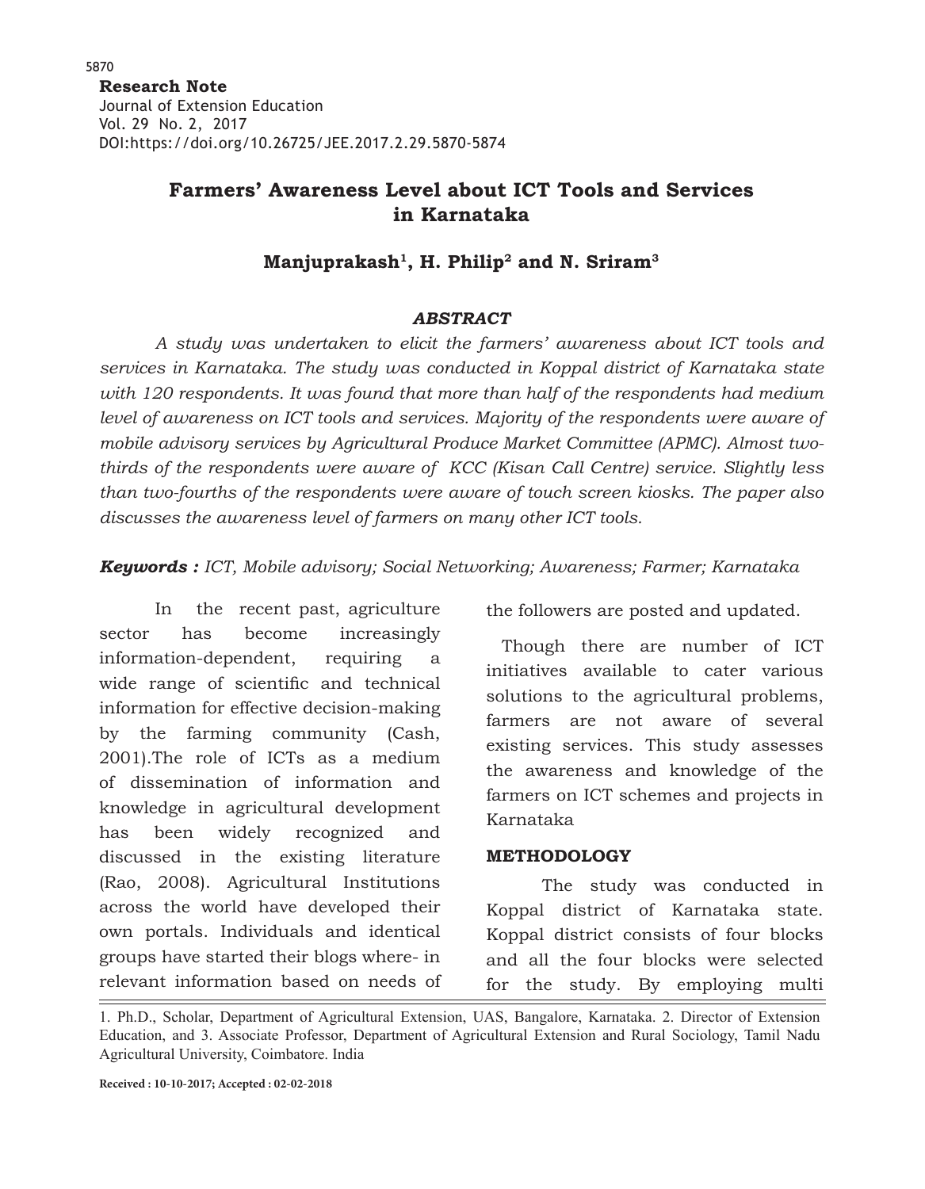**Research Note**
Journal of Extension Education
Vol. 29 No. 2, 2017
DOI:https://doi.org/10.26725/JEE.2017.2.29.5870-5874

# Farmers' Awareness Level about ICT Tools and Services in Karnataka

**Manjuprakash[1], H. Philip[2] and N. Sriram[3]**

### *ABSTRACT*

*A study was undertaken to elicit the farmers' awareness about ICT tools and services in Karnataka. The study was conducted in Koppal district of Karnataka state with 120 respondents. It was found that more than half of the respondents had medium level of awareness on ICT tools and services. Majority of the respondents were aware of mobile advisory services by Agricultural Produce Market Committee (APMC). Almost two-thirds of the respondents were aware of KCC (Kisan Call Centre) service. Slightly less than two-fourths of the respondents were aware of touch screen kiosks. The paper also discusses the awareness level of farmers on many other ICT tools.*

***Keywords :*** *ICT, Mobile advisory; Social Networking; Awareness; Farmer; Karnataka*

In the recent past, agriculture sector has become increasingly information-dependent, requiring a wide range of scientific and technical information for effective decision-making by the farming community (Cash, 2001).The role of ICTs as a medium of dissemination of information and knowledge in agricultural development has been widely recognized and discussed in the existing literature (Rao, 2008). Agricultural Institutions across the world have developed their own portals. Individuals and identical groups have started their blogs where- in relevant information based on needs of the followers are posted and updated.

Though there are number of ICT initiatives available to cater various solutions to the agricultural problems, farmers are not aware of several existing services. This study assesses the awareness and knowledge of the farmers on ICT schemes and projects in Karnataka

## METHODOLOGY

The study was conducted in Koppal district of Karnataka state. Koppal district consists of four blocks and all the four blocks were selected for the study. By employing multi

1. Ph.D., Scholar, Department of Agricultural Extension, UAS, Bangalore, Karnataka. 2. Director of Extension Education, and 3. Associate Professor, Department of Agricultural Extension and Rural Sociology, Tamil Nadu Agricultural University, Coimbatore. India

**Received : 10-10-2017; Accepted : 02-02-2018**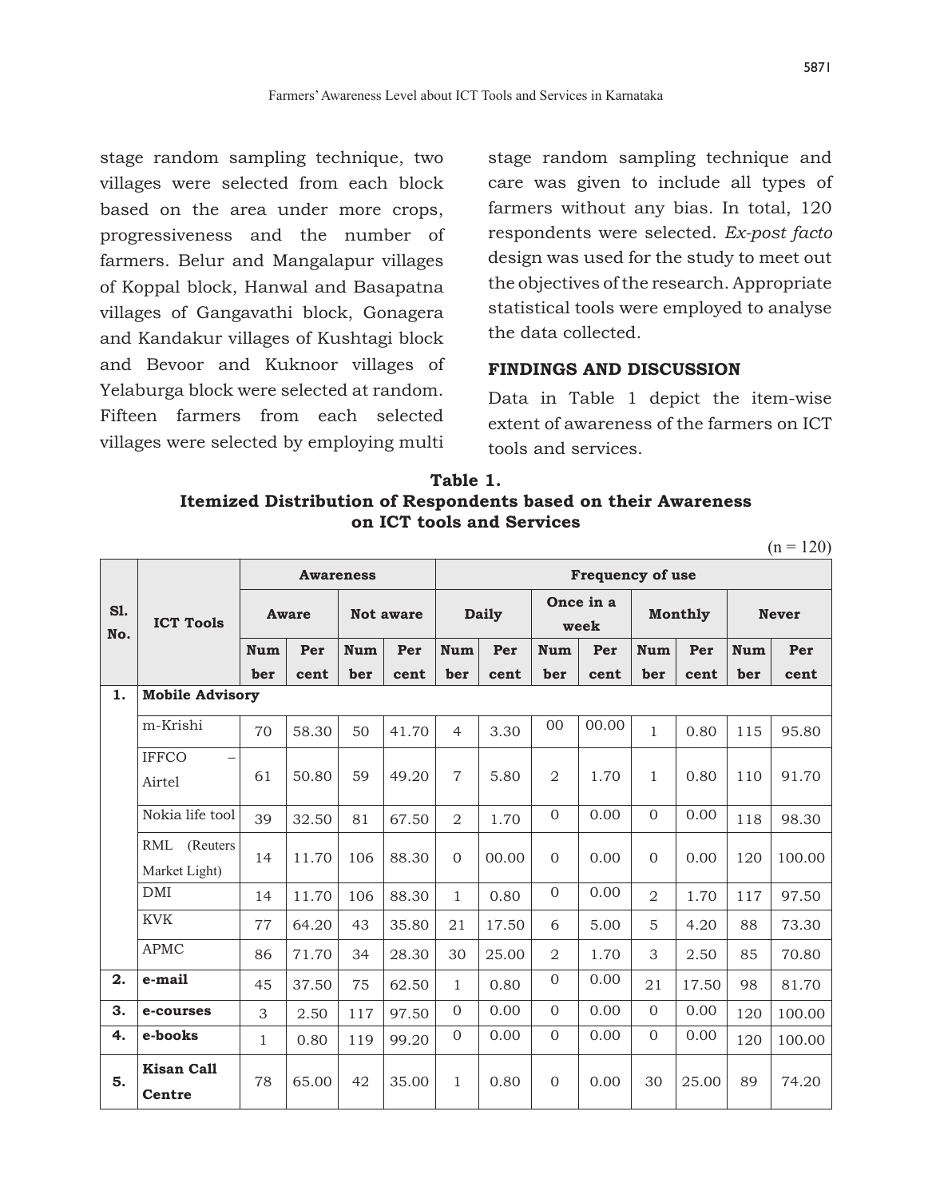stage random sampling technique, two villages were selected from each block based on the area under more crops, progressiveness and the number of farmers. Belur and Mangalapur villages of Koppal block, Hanwal and Basapatna villages of Gangavathi block, Gonagera and Kandakur villages of Kushtagi block and Bevoor and Kuknoor villages of Yelaburga block were selected at random. Fifteen farmers from each selected villages were selected by employing multi stage random sampling technique and care was given to include all types of farmers without any bias. In total, 120 respondents were selected. *Ex-post facto* design was used for the study to meet out the objectives of the research. Appropriate statistical tools were employed to analyse the data collected.

## FINDINGS AND DISCUSSION

Data in Table 1 depict the item-wise extent of awareness of the farmers on ICT tools and services.

**Table 1.**
**Itemized Distribution of Respondents based on their Awareness on ICT tools and Services**

(n = 120)

| Sl. No. | ICT Tools | Awareness | | | | Frequency of use | | | | | | | |
|---|---|---|---|---|---|---|---|---|---|---|---|---|---|
| | | Aware | | Not aware | | Daily | | Once in a week | | Monthly | | Never | |
| | | Number | Per cent | Number | Per cent | Number | Per cent | Number | Per cent | Number | Per cent | Number | Per cent |
| **1.** | **Mobile Advisory** | | | | | | | | | | | | |
| | m-Krishi | 70 | 58.30 | 50 | 41.70 | 4 | 3.30 | 00 | 00.00 | 1 | 0.80 | 115 | 95.80 |
| | IFFCO – Airtel | 61 | 50.80 | 59 | 49.20 | 7 | 5.80 | 2 | 1.70 | 1 | 0.80 | 110 | 91.70 |
| | Nokia life tool | 39 | 32.50 | 81 | 67.50 | 2 | 1.70 | 0 | 0.00 | 0 | 0.00 | 118 | 98.30 |
| | RML (Reuters Market Light) | 14 | 11.70 | 106 | 88.30 | 0 | 00.00 | 0 | 0.00 | 0 | 0.00 | 120 | 100.00 |
| | DMI | 14 | 11.70 | 106 | 88.30 | 1 | 0.80 | 0 | 0.00 | 2 | 1.70 | 117 | 97.50 |
| | KVK | 77 | 64.20 | 43 | 35.80 | 21 | 17.50 | 6 | 5.00 | 5 | 4.20 | 88 | 73.30 |
| | APMC | 86 | 71.70 | 34 | 28.30 | 30 | 25.00 | 2 | 1.70 | 3 | 2.50 | 85 | 70.80 |
| **2.** | **e-mail** | 45 | 37.50 | 75 | 62.50 | 1 | 0.80 | 0 | 0.00 | 21 | 17.50 | 98 | 81.70 |
| **3.** | **e-courses** | 3 | 2.50 | 117 | 97.50 | 0 | 0.00 | 0 | 0.00 | 0 | 0.00 | 120 | 100.00 |
| **4.** | **e-books** | 1 | 0.80 | 119 | 99.20 | 0 | 0.00 | 0 | 0.00 | 0 | 0.00 | 120 | 100.00 |
| **5.** | **Kisan Call Centre** | 78 | 65.00 | 42 | 35.00 | 1 | 0.80 | 0 | 0.00 | 30 | 25.00 | 89 | 74.20 |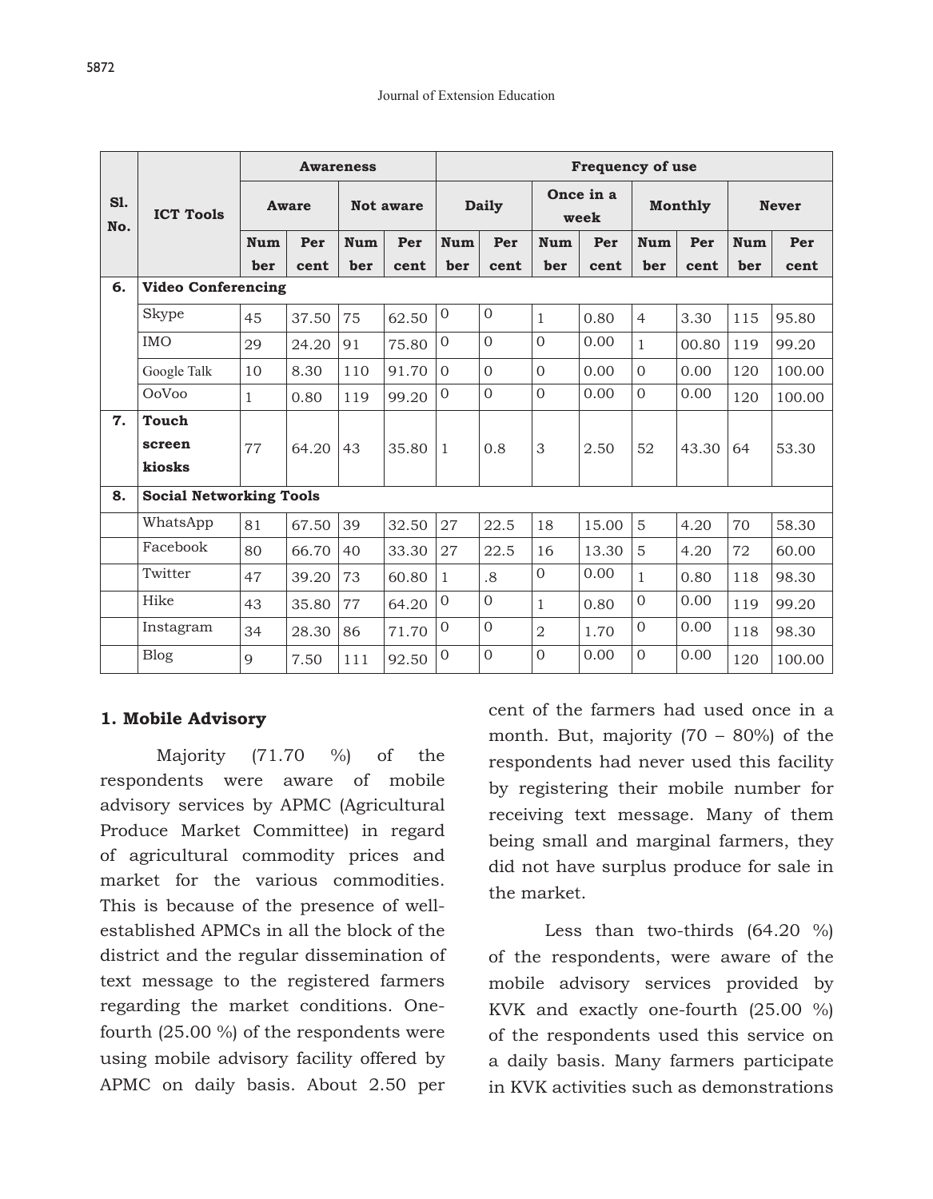| Sl. No. | ICT Tools | Awareness | | | | Frequency of use | | | | | | | |
|---|---|---|---|---|---|---|---|---|---|---|---|---|---|
| | | Aware | | Not aware | | Daily | | Once in a week | | Monthly | | Never | |
| | | Number | Per cent | Number | Per cent | Number | Per cent | Number | Per cent | Number | Per cent | Number | Per cent |
| 6. | **Video Conferencing** | | | | | | | | | | | | |
| | Skype | 45 | 37.50 | 75 | 62.50 | 0 | 0 | 1 | 0.80 | 4 | 3.30 | 115 | 95.80 |
| | IMO | 29 | 24.20 | 91 | 75.80 | 0 | 0 | 0 | 0.00 | 1 | 00.80 | 119 | 99.20 |
| | Google Talk | 10 | 8.30 | 110 | 91.70 | 0 | 0 | 0 | 0.00 | 0 | 0.00 | 120 | 100.00 |
| | OoVoo | 1 | 0.80 | 119 | 99.20 | 0 | 0 | 0 | 0.00 | 0 | 0.00 | 120 | 100.00 |
| 7. | **Touch screen kiosks** | 77 | 64.20 | 43 | 35.80 | 1 | 0.8 | 3 | 2.50 | 52 | 43.30 | 64 | 53.30 |
| 8. | **Social Networking Tools** | | | | | | | | | | | | |
| | WhatsApp | 81 | 67.50 | 39 | 32.50 | 27 | 22.5 | 18 | 15.00 | 5 | 4.20 | 70 | 58.30 |
| | Facebook | 80 | 66.70 | 40 | 33.30 | 27 | 22.5 | 16 | 13.30 | 5 | 4.20 | 72 | 60.00 |
| | Twitter | 47 | 39.20 | 73 | 60.80 | 1 | .8 | 0 | 0.00 | 1 | 0.80 | 118 | 98.30 |
| | Hike | 43 | 35.80 | 77 | 64.20 | 0 | 0 | 1 | 0.80 | 0 | 0.00 | 119 | 99.20 |
| | Instagram | 34 | 28.30 | 86 | 71.70 | 0 | 0 | 2 | 1.70 | 0 | 0.00 | 118 | 98.30 |
| | Blog | 9 | 7.50 | 111 | 92.50 | 0 | 0 | 0 | 0.00 | 0 | 0.00 | 120 | 100.00 |

### 1. Mobile Advisory

Majority (71.70 %) of the respondents were aware of mobile advisory services by APMC (Agricultural Produce Market Committee) in regard of agricultural commodity prices and market for the various commodities. This is because of the presence of well-established APMCs in all the block of the district and the regular dissemination of text message to the registered farmers regarding the market conditions. One-fourth (25.00 %) of the respondents were using mobile advisory facility offered by APMC on daily basis. About 2.50 per cent of the farmers had used once in a month. But, majority (70 – 80%) of the respondents had never used this facility by registering their mobile number for receiving text message. Many of them being small and marginal farmers, they did not have surplus produce for sale in the market.

Less than two-thirds (64.20 %) of the respondents, were aware of the mobile advisory services provided by KVK and exactly one-fourth (25.00 %) of the respondents used this service on a daily basis. Many farmers participate in KVK activities such as demonstrations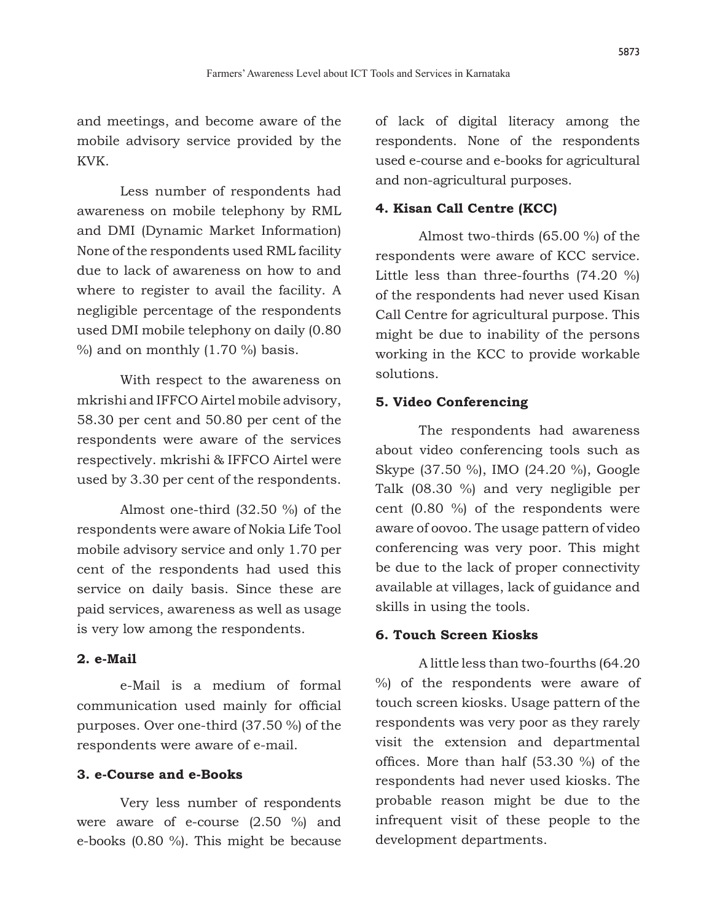and meetings, and become aware of the mobile advisory service provided by the KVK.

Less number of respondents had awareness on mobile telephony by RML and DMI (Dynamic Market Information) None of the respondents used RML facility due to lack of awareness on how to and where to register to avail the facility. A negligible percentage of the respondents used DMI mobile telephony on daily (0.80 %) and on monthly (1.70 %) basis.

With respect to the awareness on mkrishi and IFFCO Airtel mobile advisory, 58.30 per cent and 50.80 per cent of the respondents were aware of the services respectively. mkrishi & IFFCO Airtel were used by 3.30 per cent of the respondents.

Almost one-third (32.50 %) of the respondents were aware of Nokia Life Tool mobile advisory service and only 1.70 per cent of the respondents had used this service on daily basis. Since these are paid services, awareness as well as usage is very low among the respondents.

**2. e-Mail**

e-Mail is a medium of formal communication used mainly for official purposes. Over one-third (37.50 %) of the respondents were aware of e-mail.

**3. e-Course and e-Books**

Very less number of respondents were aware of e-course (2.50 %) and e-books (0.80 %). This might be because of lack of digital literacy among the respondents. None of the respondents used e-course and e-books for agricultural and non-agricultural purposes.

**4. Kisan Call Centre (KCC)**

Almost two-thirds (65.00 %) of the respondents were aware of KCC service. Little less than three-fourths (74.20 %) of the respondents had never used Kisan Call Centre for agricultural purpose. This might be due to inability of the persons working in the KCC to provide workable solutions.

**5. Video Conferencing**

The respondents had awareness about video conferencing tools such as Skype (37.50 %), IMO (24.20 %), Google Talk (08.30 %) and very negligible per cent (0.80 %) of the respondents were aware of oovoo. The usage pattern of video conferencing was very poor. This might be due to the lack of proper connectivity available at villages, lack of guidance and skills in using the tools.

**6. Touch Screen Kiosks**

A little less than two-fourths (64.20 %) of the respondents were aware of touch screen kiosks. Usage pattern of the respondents was very poor as they rarely visit the extension and departmental offices. More than half (53.30 %) of the respondents had never used kiosks. The probable reason might be due to the infrequent visit of these people to the development departments.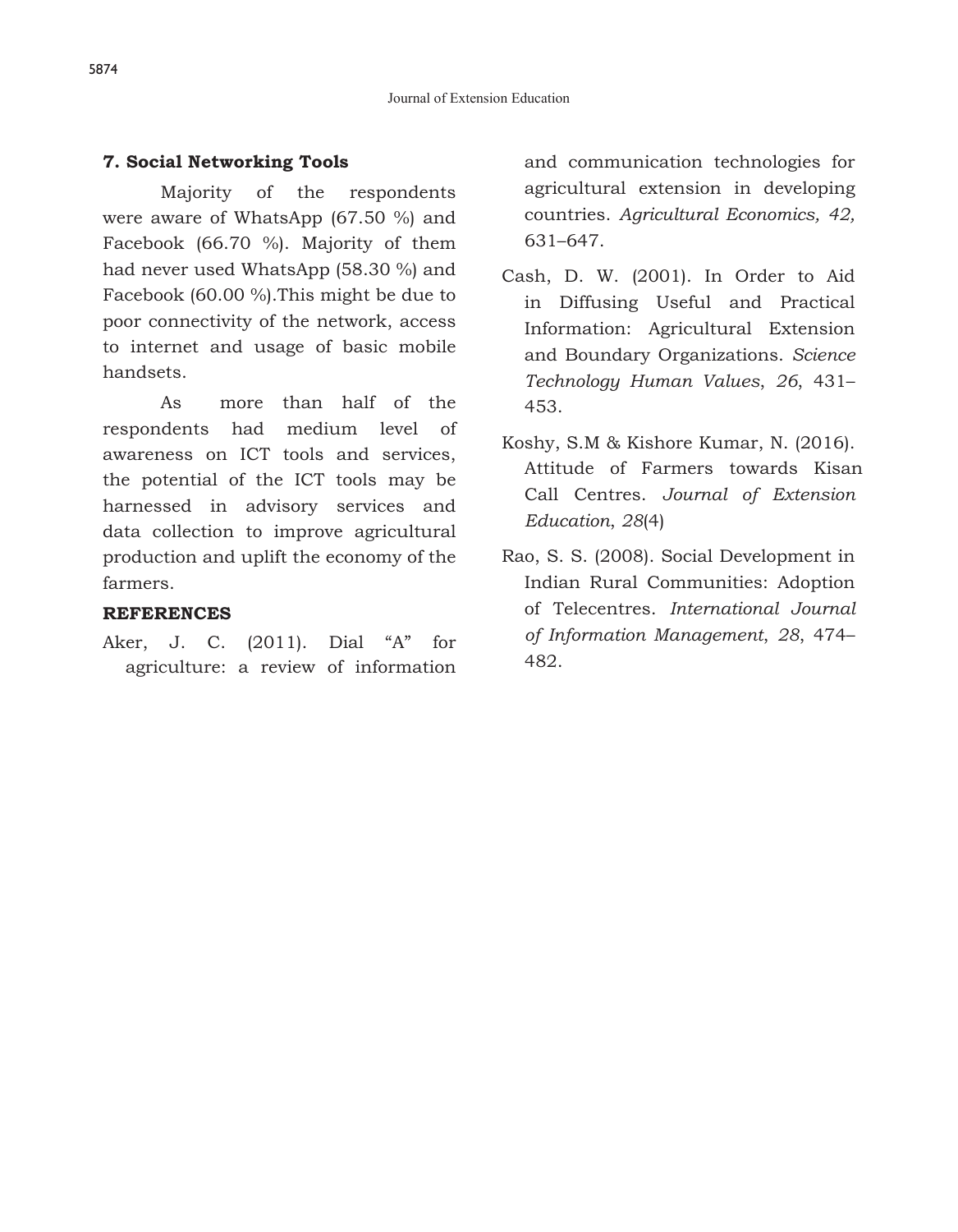### 7. Social Networking Tools

Majority of the respondents were aware of WhatsApp (67.50 %) and Facebook (66.70 %). Majority of them had never used WhatsApp (58.30 %) and Facebook (60.00 %).This might be due to poor connectivity of the network, access to internet and usage of basic mobile handsets.

As more than half of the respondents had medium level of awareness on ICT tools and services, the potential of the ICT tools may be harnessed in advisory services and data collection to improve agricultural production and uplift the economy of the farmers.

## REFERENCES

Aker, J. C. (2011). Dial "A" for agriculture: a review of information and communication technologies for agricultural extension in developing countries. *Agricultural Economics, 42,* 631–647.

Cash, D. W. (2001). In Order to Aid in Diffusing Useful and Practical Information: Agricultural Extension and Boundary Organizations. *Science Technology Human Values*, *26*, 431–453.

Koshy, S.M & Kishore Kumar, N. (2016). Attitude of Farmers towards Kisan Call Centres. *Journal of Extension Education*, *28*(4)

Rao, S. S. (2008). Social Development in Indian Rural Communities: Adoption of Telecentres. *International Journal of Information Management*, *28*, 474–482.